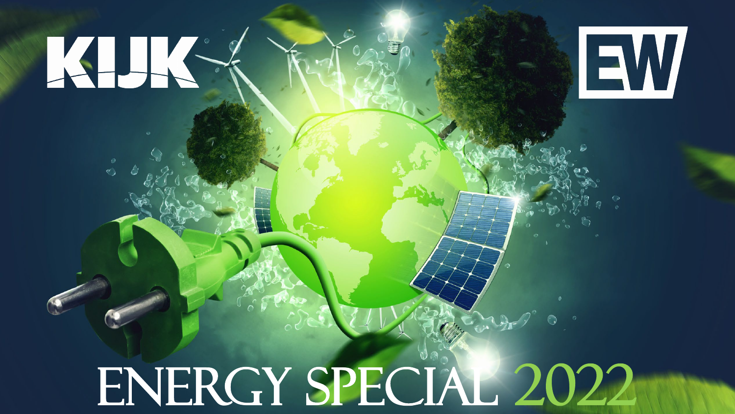KIJK

EW

# ENERGY SPECIAL 2022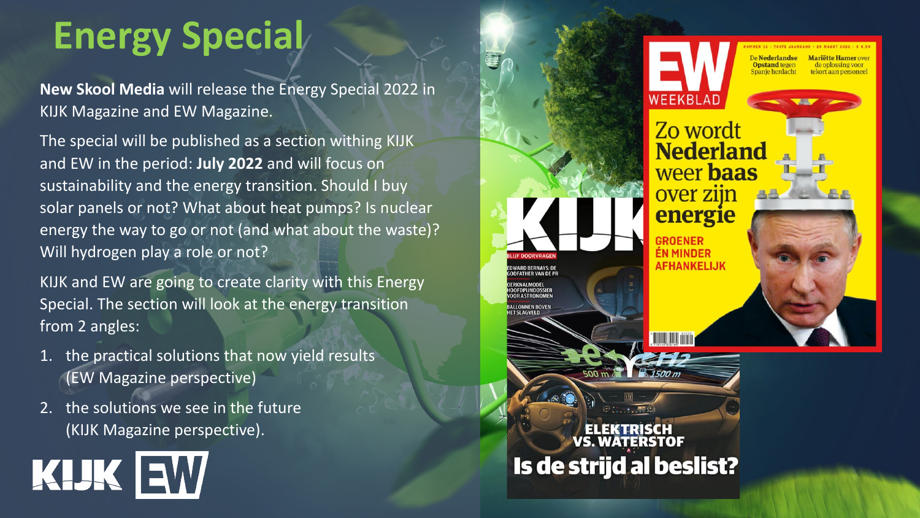# Energy Special

**New Skool Media** will release the Energy Special 2022 in KIJK Magazine and EW Magazine.

The special will be published as a section withing KIJK and EW in the period: **July 2022** and will focus on sustainability and the energy transition. Should I buy solar panels or not? What about heat pumps? Is nuclear energy the way to go or not (and what about the waste)? Will hydrogen play a role or not?

KIJK and EW are going to create clarity with this Energy Special. The section will look at the energy transition from 2 angles:

1. the practical solutions that now yield results (EW Magazine perspective)
2. the solutions we see in the future (KIJK Magazine perspective).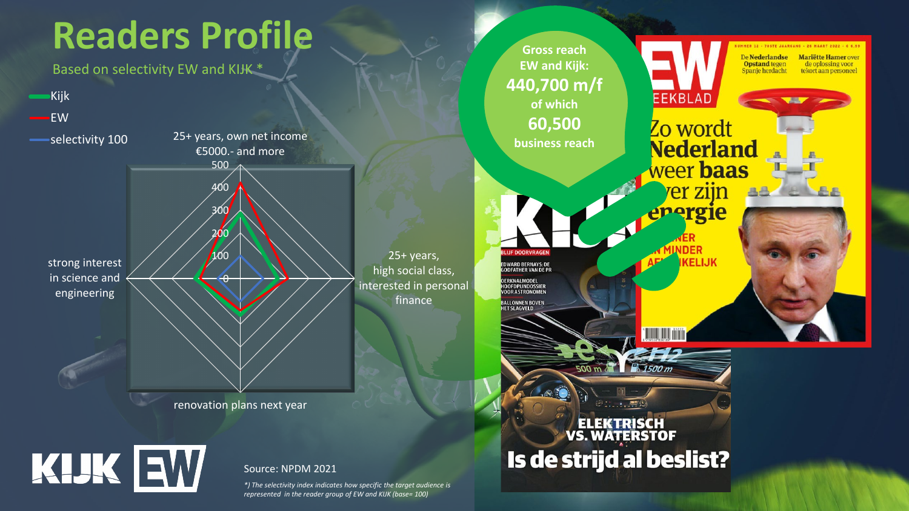# Readers Profile

Based on selectivity EW and KIJK *

- Kijk
- EW
- selectivity 100

25+ years, own net income €5000.- and more

500
400
300
200
100
0

strong interest in science and engineering

25+ years, high social class, interested in personal finance

renovation plans next year

Gross reach EW and Kijk:
**440,700 m/f**
of which
**60,500**
business reach

Source: NPDM 2021

*\*) The selectivity index indicates how specific the target audience is represented in the reader group of EW and KIJK (base= 100)*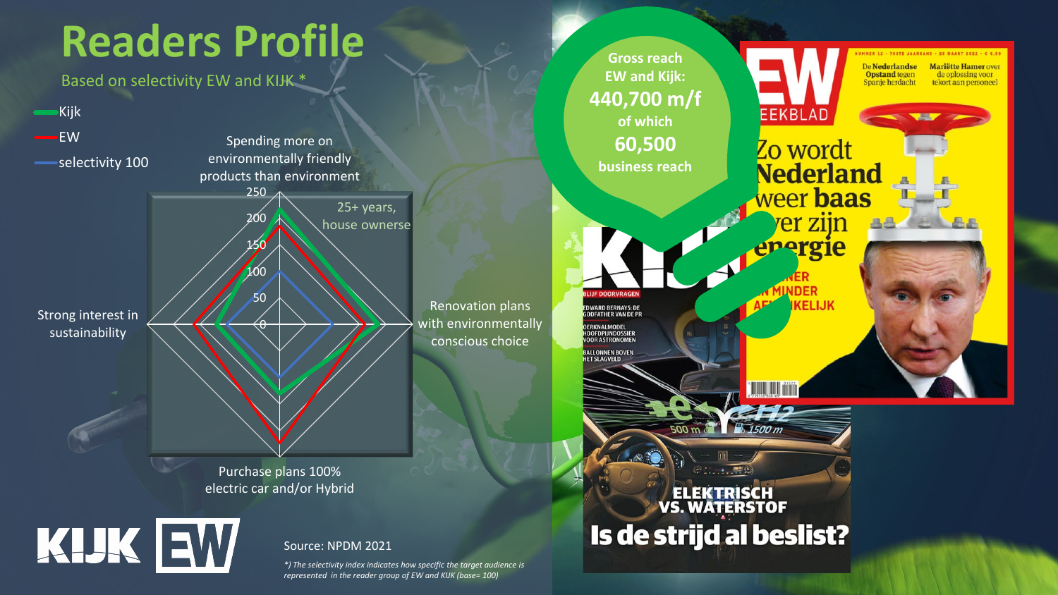# Readers Profile

Based on selectivity EW and KIJK *

- Kijk
- EW
- selectivity 100

Spending more on environmentally friendly products than environment

25+ years, house ownerse

Renovation plans with environmentally conscious choice

Purchase plans 100% electric car and/or Hybrid

Strong interest in sustainability

250
200
150
100
50
0

Gross reach EW and Kijk:
**440,700 m/f**
of which
**60,500**
business reach

Source: NPDM 2021

*\*) The selectivity index indicates how specific the target audience is represented in the reader group of EW and KIJK (base= 100)*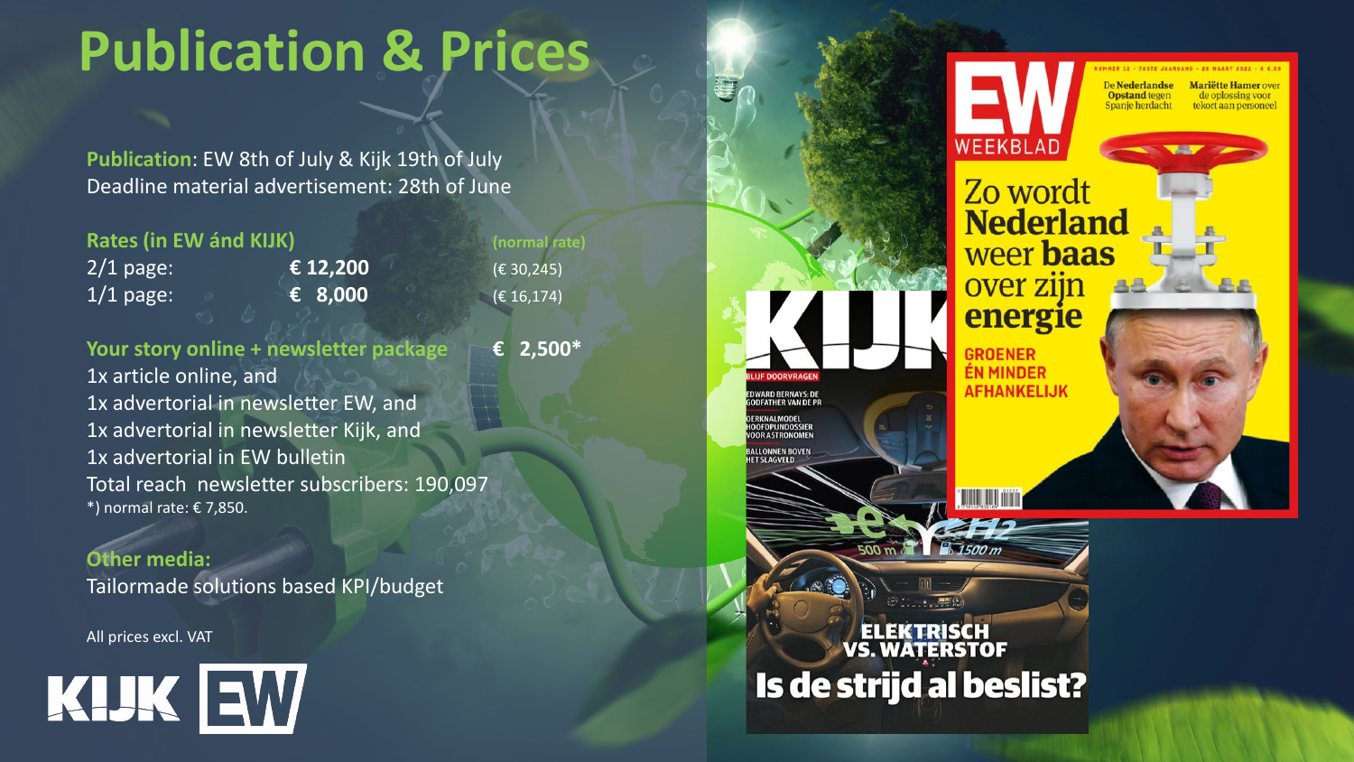# Publication & Prices

**Publication**: EW 8th of July & Kijk 19th of July
Deadline material advertisement: 28th of June

| **Rates (in EW ánd KIJK)** | | **(normal rate)** |
| --- | --- | --- |
| 2/1 page: | **€ 12,200** | (€ 30,245) |
| 1/1 page: | **€ 8,000** | (€ 16,174) |

**Your story online + newsletter package** **€ 2,500***

1x article online, and
1x advertorial in newsletter EW, and
1x advertorial in newsletter Kijk, and
1x advertorial in EW bulletin
Total reach newsletter subscribers: 190,097
*) normal rate: € 7,850.

**Other media:**
Tailormade solutions based KPI/budget

All prices excl. VAT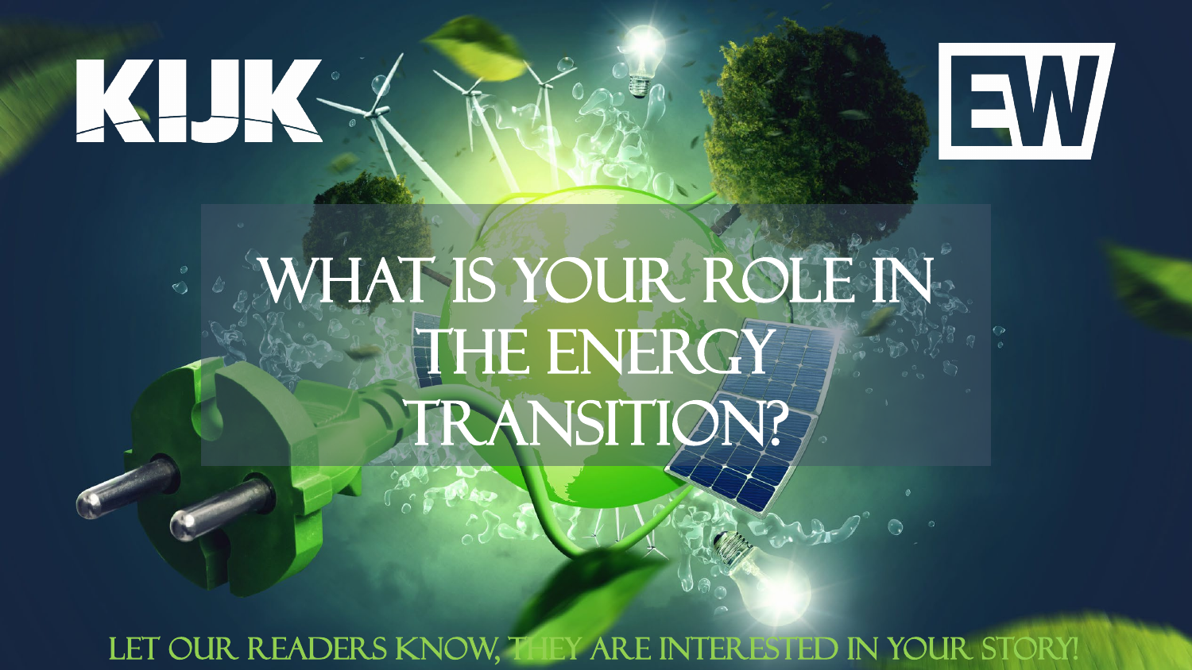KIJK

EW

# WHAT IS YOUR ROLE IN THE ENERGY TRANSITION?

LET OUR READERS KNOW, THEY ARE INTERESTED IN YOUR STORY!